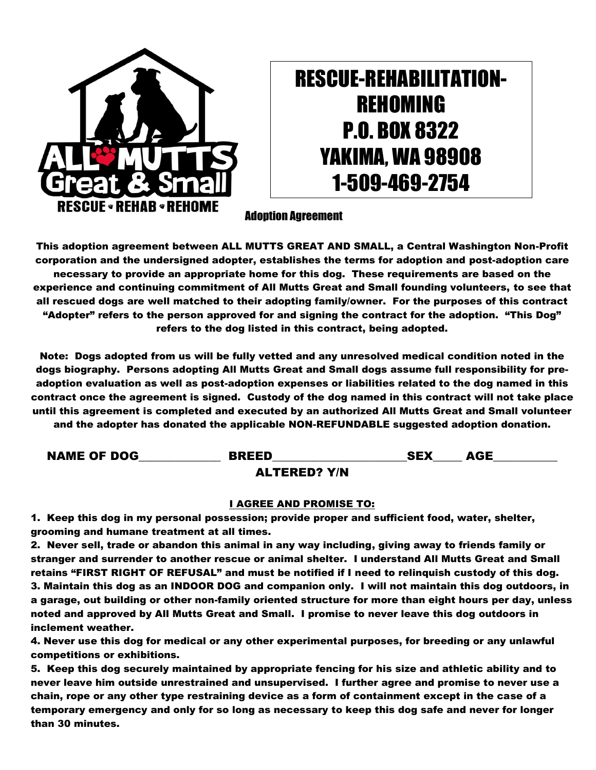RESCUE-REHABILITATION-REHOMING
P.O. BOX 8322
YAKIMA, WA 98908
1-509-469-2754

# Adoption Agreement

**This adoption agreement between ALL MUTTS GREAT AND SMALL, a Central Washington Non-Profit corporation and the undersigned adopter, establishes the terms for adoption and post-adoption care necessary to provide an appropriate home for this dog. These requirements are based on the experience and continuing commitment of All Mutts Great and Small founding volunteers, to see that all rescued dogs are well matched to their adopting family/owner. For the purposes of this contract "Adopter" refers to the person approved for and signing the contract for the adoption. "This Dog" refers to the dog listed in this contract, being adopted.**

**Note: Dogs adopted from us will be fully vetted and any unresolved medical condition noted in the dogs biography. Persons adopting All Mutts Great and Small dogs assume full responsibility for pre-adoption evaluation as well as post-adoption expenses or liabilities related to the dog named in this contract once the agreement is signed. Custody of the dog named in this contract will not take place until this agreement is completed and executed by an authorized All Mutts Great and Small volunteer and the adopter has donated the applicable NON-REFUNDABLE suggested adoption donation.**

**NAME OF DOG_____________ BREED______________________SEX_____ AGE__________**
**ALTERED? Y/N**

**I AGREE AND PROMISE TO:**

**1. Keep this dog in my personal possession; provide proper and sufficient food, water, shelter, grooming and humane treatment at all times.**

**2. Never sell, trade or abandon this animal in any way including, giving away to friends family or stranger and surrender to another rescue or animal shelter. I understand All Mutts Great and Small retains "FIRST RIGHT OF REFUSAL" and must be notified if I need to relinquish custody of this dog.**

**3. Maintain this dog as an INDOOR DOG and companion only. I will not maintain this dog outdoors, in a garage, out building or other non-family oriented structure for more than eight hours per day, unless noted and approved by All Mutts Great and Small. I promise to never leave this dog outdoors in inclement weather.**

**4. Never use this dog for medical or any other experimental purposes, for breeding or any unlawful competitions or exhibitions.**

**5. Keep this dog securely maintained by appropriate fencing for his size and athletic ability and to never leave him outside unrestrained and unsupervised. I further agree and promise to never use a chain, rope or any other type restraining device as a form of containment except in the case of a temporary emergency and only for so long as necessary to keep this dog safe and never for longer than 30 minutes.**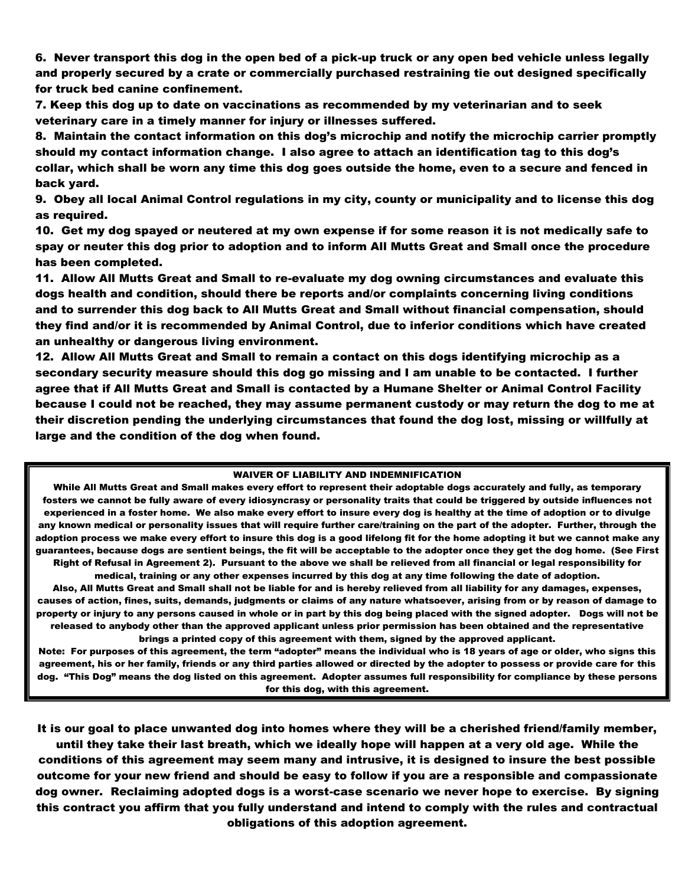**6. Never transport this dog in the open bed of a pick-up truck or any open bed vehicle unless legally and properly secured by a crate or commercially purchased restraining tie out designed specifically for truck bed canine confinement.**

**7. Keep this dog up to date on vaccinations as recommended by my veterinarian and to seek veterinary care in a timely manner for injury or illnesses suffered.**

**8. Maintain the contact information on this dog's microchip and notify the microchip carrier promptly should my contact information change. I also agree to attach an identification tag to this dog's collar, which shall be worn any time this dog goes outside the home, even to a secure and fenced in back yard.**

**9. Obey all local Animal Control regulations in my city, county or municipality and to license this dog as required.**

**10. Get my dog spayed or neutered at my own expense if for some reason it is not medically safe to spay or neuter this dog prior to adoption and to inform All Mutts Great and Small once the procedure has been completed.**

**11. Allow All Mutts Great and Small to re-evaluate my dog owning circumstances and evaluate this dogs health and condition, should there be reports and/or complaints concerning living conditions and to surrender this dog back to All Mutts Great and Small without financial compensation, should they find and/or it is recommended by Animal Control, due to inferior conditions which have created an unhealthy or dangerous living environment.**

**12. Allow All Mutts Great and Small to remain a contact on this dogs identifying microchip as a secondary security measure should this dog go missing and I am unable to be contacted. I further agree that if All Mutts Great and Small is contacted by a Humane Shelter or Animal Control Facility because I could not be reached, they may assume permanent custody or may return the dog to me at their discretion pending the underlying circumstances that found the dog lost, missing or willfully at large and the condition of the dog when found.**

### WAIVER OF LIABILITY AND INDEMNIFICATION

While All Mutts Great and Small makes every effort to represent their adoptable dogs accurately and fully, as temporary fosters we cannot be fully aware of every idiosyncrasy or personality traits that could be triggered by outside influences not experienced in a foster home. We also make every effort to insure every dog is healthy at the time of adoption or to divulge any known medical or personality issues that will require further care/training on the part of the adopter. Further, through the adoption process we make every effort to insure this dog is a good lifelong fit for the home adopting it but we cannot make any guarantees, because dogs are sentient beings, the fit will be acceptable to the adopter once they get the dog home. (See First Right of Refusal in Agreement 2). Pursuant to the above we shall be relieved from all financial or legal responsibility for medical, training or any other expenses incurred by this dog at any time following the date of adoption.

Also, All Mutts Great and Small shall not be liable for and is hereby relieved from all liability for any damages, expenses, causes of action, fines, suits, demands, judgments or claims of any nature whatsoever, arising from or by reason of damage to property or injury to any persons caused in whole or in part by this dog being placed with the signed adopter. Dogs will not be released to anybody other than the approved applicant unless prior permission has been obtained and the representative brings a printed copy of this agreement with them, signed by the approved applicant.

Note: For purposes of this agreement, the term "adopter" means the individual who is 18 years of age or older, who signs this agreement, his or her family, friends or any third parties allowed or directed by the adopter to possess or provide care for this dog. "This Dog" means the dog listed on this agreement. Adopter assumes full responsibility for compliance by these persons for this dog, with this agreement.

**It is our goal to place unwanted dog into homes where they will be a cherished friend/family member, until they take their last breath, which we ideally hope will happen at a very old age. While the conditions of this agreement may seem many and intrusive, it is designed to insure the best possible outcome for your new friend and should be easy to follow if you are a responsible and compassionate dog owner. Reclaiming adopted dogs is a worst-case scenario we never hope to exercise. By signing this contract you affirm that you fully understand and intend to comply with the rules and contractual obligations of this adoption agreement.**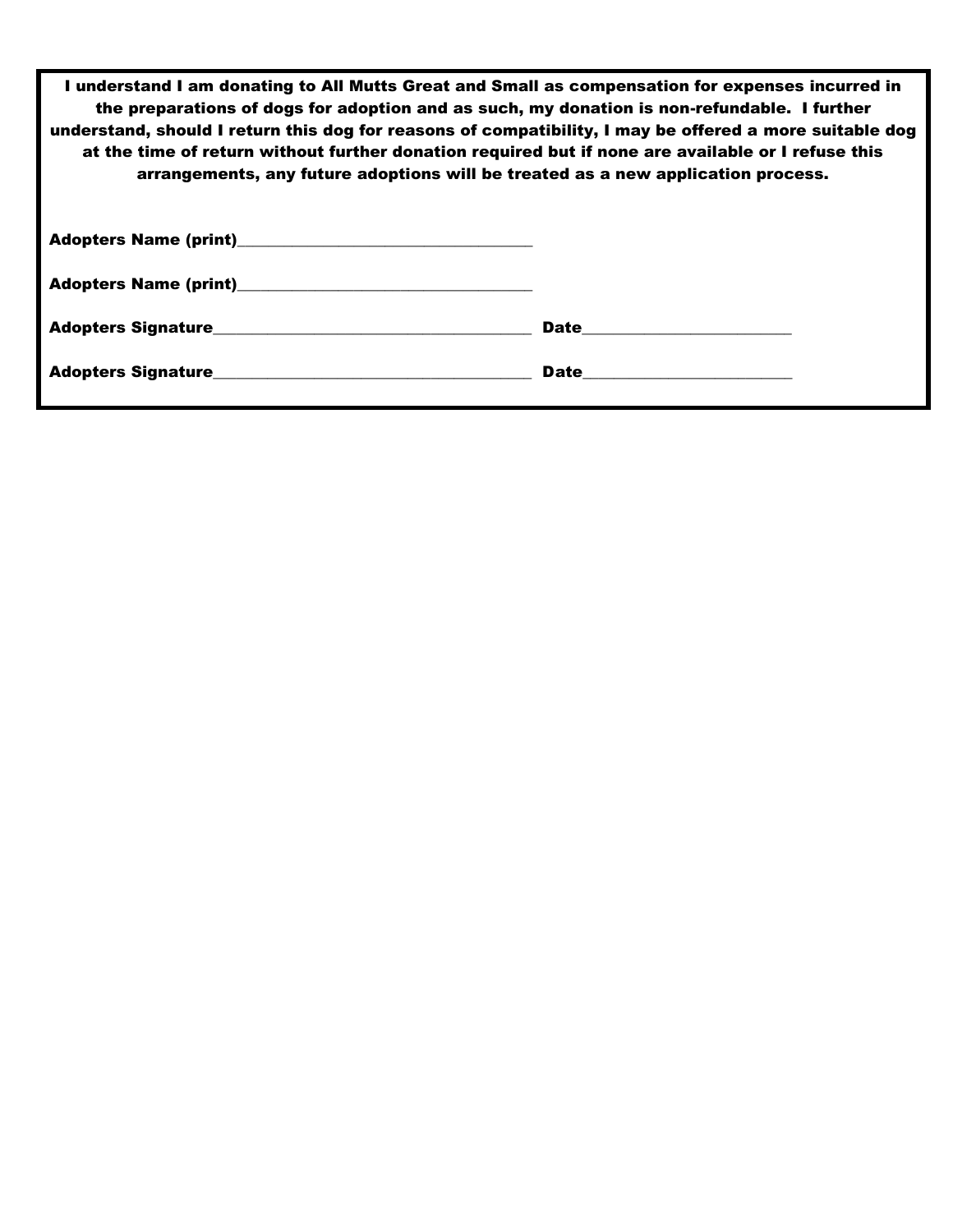**I understand I am donating to All Mutts Great and Small as compensation for expenses incurred in the preparations of dogs for adoption and as such, my donation is non-refundable. I further understand, should I return this dog for reasons of compatibility, I may be offered a more suitable dog at the time of return without further donation required but if none are available or I refuse this arrangements, any future adoptions will be treated as a new application process.**

**Adopters Name (print)**___________________________________

**Adopters Name (print)**___________________________________

**Adopters Signature**______________________________________ **Date**_________________________

**Adopters Signature**______________________________________ **Date**_________________________